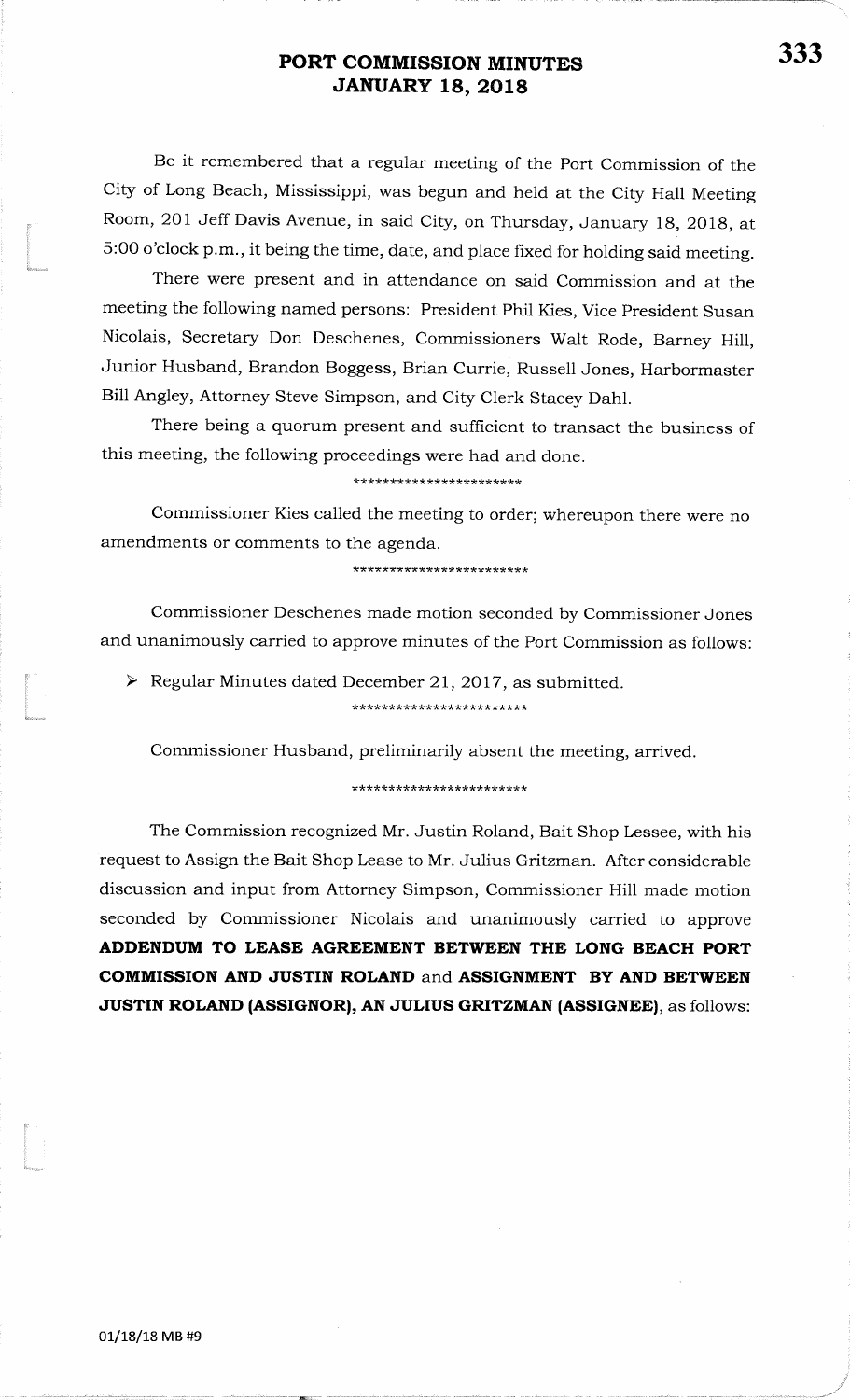# PORT COMMISSION MINUTES
# JANUARY 18, 2018

Be it remembered that a regular meeting of the Port Commission of the City of Long Beach, Mississippi, was begun and held at the City Hall Meeting Room, 201 Jeff Davis Avenue, in said City, on Thursday, January 18, 2018, at 5:00 o'clock p.m., it being the time, date, and place fixed for holding said meeting.

There were present and in attendance on said Commission and at the meeting the following named persons: President Phil Kies, Vice President Susan Nicolais, Secretary Don Deschenes, Commissioners Walt Rode, Barney Hill, Junior Husband, Brandon Boggess, Brian Currie, Russell Jones, Harbormaster Bill Angley, Attorney Steve Simpson, and City Clerk Stacey Dahl.

There being a quorum present and sufficient to transact the business of this meeting, the following proceedings were had and done.

\*\*\*\*\*\*\*\*\*\*\*\*\*\*\*\*\*\*\*\*\*\*\*\*

Commissioner Kies called the meeting to order; whereupon there were no amendments or comments to the agenda.

\*\*\*\*\*\*\*\*\*\*\*\*\*\*\*\*\*\*\*\*\*\*\*\*

Commissioner Deschenes made motion seconded by Commissioner Jones and unanimously carried to approve minutes of the Port Commission as follows:

- Regular Minutes dated December 21, 2017, as submitted.

\*\*\*\*\*\*\*\*\*\*\*\*\*\*\*\*\*\*\*\*\*\*\*\*

Commissioner Husband, preliminarily absent the meeting, arrived.

\*\*\*\*\*\*\*\*\*\*\*\*\*\*\*\*\*\*\*\*\*\*\*\*

The Commission recognized Mr. Justin Roland, Bait Shop Lessee, with his request to Assign the Bait Shop Lease to Mr. Julius Gritzman. After considerable discussion and input from Attorney Simpson, Commissioner Hill made motion seconded by Commissioner Nicolais and unanimously carried to approve **ADDENDUM TO LEASE AGREEMENT BETWEEN THE LONG BEACH PORT COMMISSION AND JUSTIN ROLAND** and **ASSIGNMENT BY AND BETWEEN JUSTIN ROLAND (ASSIGNOR), AN JULIUS GRITZMAN (ASSIGNEE)**, as follows:

01/18/18 MB #9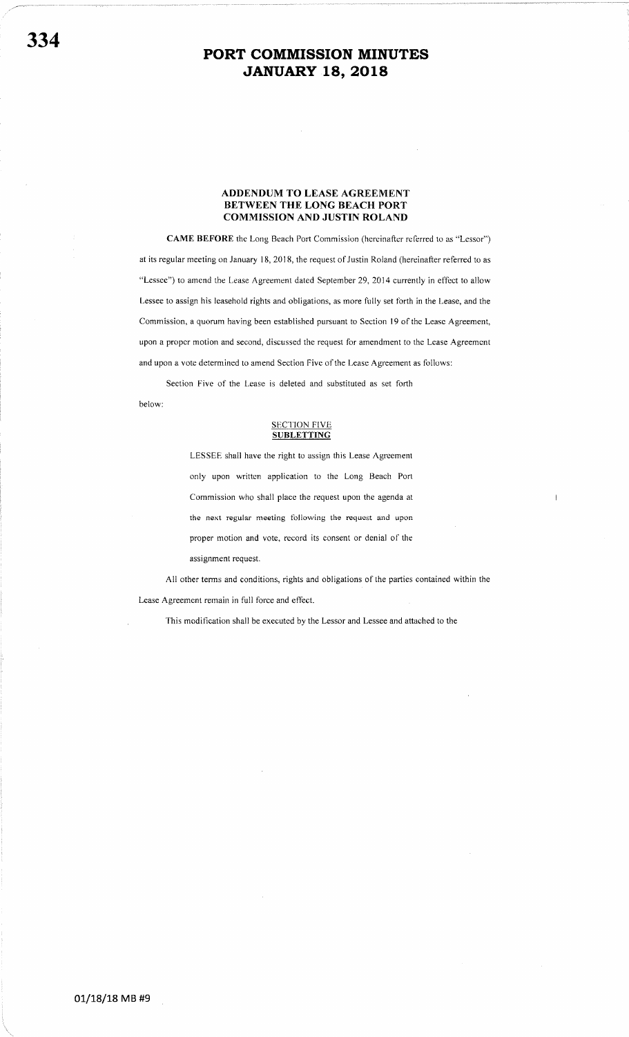### ADDENDUM TO LEASE AGREEMENT BETWEEN THE LONG BEACH PORT COMMISSION AND JUSTIN ROLAND

**CAME BEFORE** the Long Beach Port Commission (hereinafter referred to as "Lessor") at its regular meeting on January 18, 2018, the request of Justin Roland (hereinafter referred to as "Lessee") to amend the Lease Agreement dated September 29, 2014 currently in effect to allow Lessee to assign his leasehold rights and obligations, as more fully set forth in the Lease, and the Commission, a quorum having been established pursuant to Section 19 of the Lease Agreement, upon a proper motion and second, discussed the request for amendment to the Lease Agreement and upon a vote determined to amend Section Five of the Lease Agreement as follows:

Section Five of the Lease is deleted and substituted as set forth below:

**SECTION FIVE**
**SUBLETTING**

LESSEE shall have the right to assign this Lease Agreement only upon written application to the Long Beach Port Commission who shall place the request upon the agenda at the next regular meeting following the request and upon proper motion and vote, record its consent or denial of the assignment request.

All other terms and conditions, rights and obligations of the parties contained within the Lease Agreement remain in full force and effect.

This modification shall be executed by the Lessor and Lessee and attached to the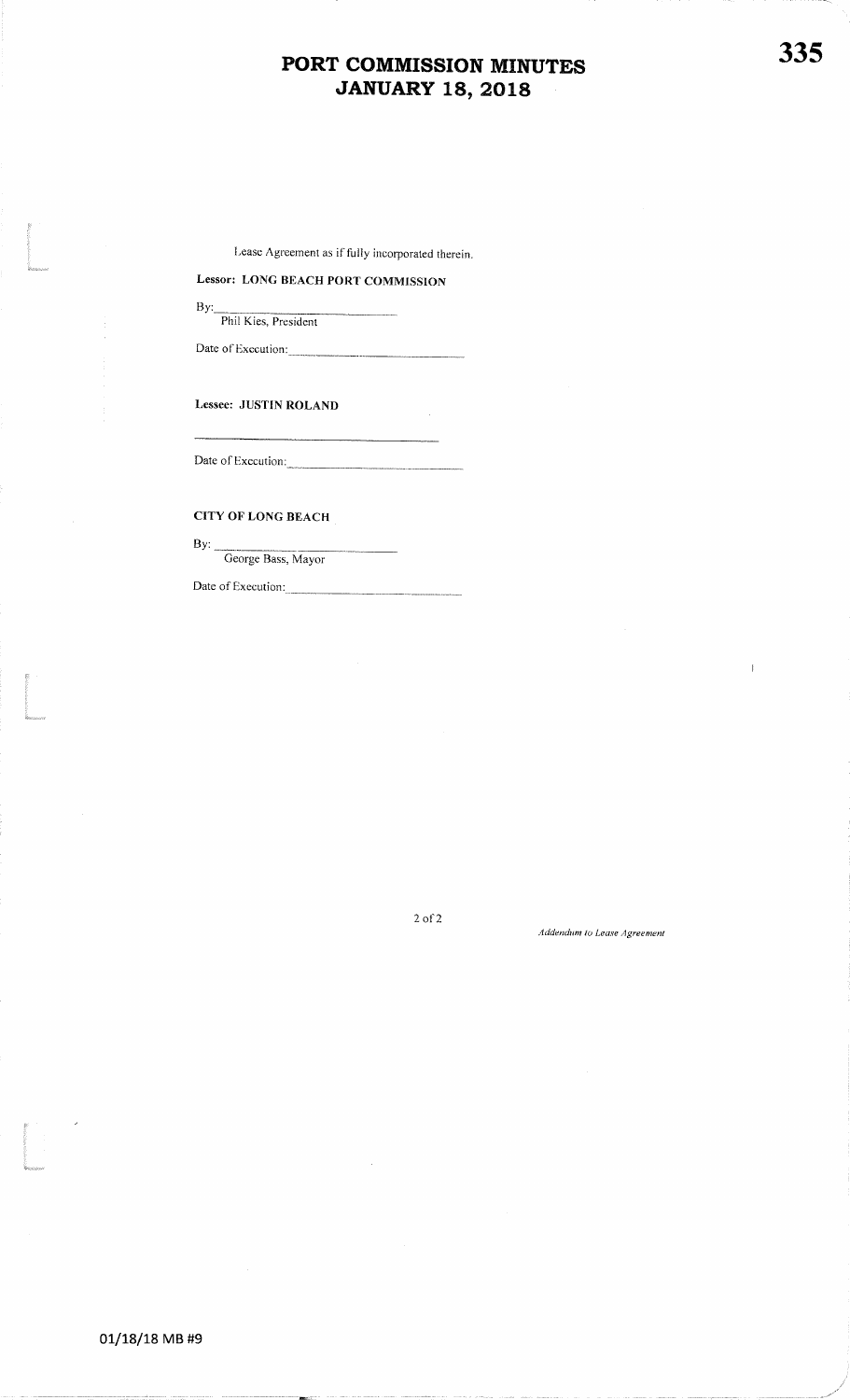Lease Agreement as if fully incorporated therein.

**Lessor: LONG BEACH PORT COMMISSION**

By: ______________________________
Phil Kies, President

Date of Execution: ______________________________

**Lessee: JUSTIN ROLAND**

______________________________

Date of Execution: ______________________________

**CITY OF LONG BEACH**

By: ______________________________
George Bass, Mayor

Date of Execution: ______________________________

*Addendum to Lease Agreement*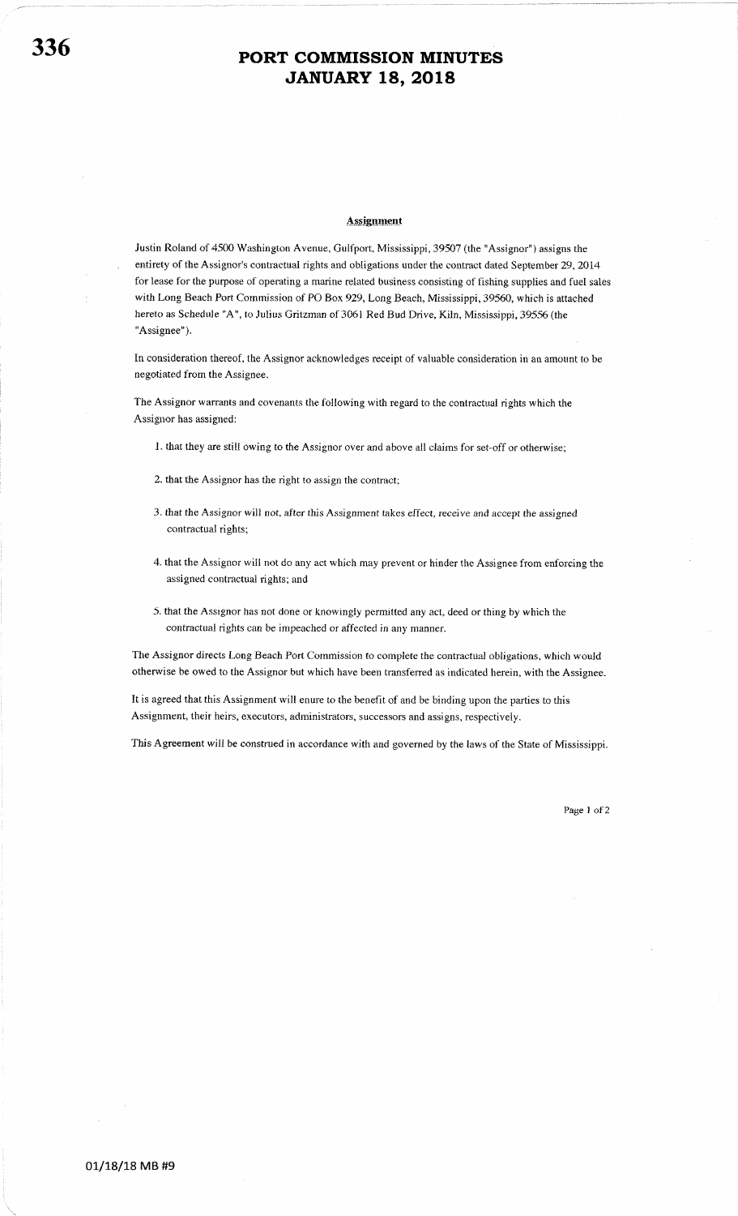## Assignment

Justin Roland of 4500 Washington Avenue, Gulfport, Mississippi, 39507 (the "Assignor") assigns the entirety of the Assignor's contractual rights and obligations under the contract dated September 29, 2014 for lease for the purpose of operating a marine related business consisting of fishing supplies and fuel sales with Long Beach Port Commission of PO Box 929, Long Beach, Mississippi, 39560, which is attached hereto as Schedule "A", to Julius Gritzman of 3061 Red Bud Drive, Kiln, Mississippi, 39556 (the "Assignee").

In consideration thereof, the Assignor acknowledges receipt of valuable consideration in an amount to be negotiated from the Assignee.

The Assignor warrants and covenants the following with regard to the contractual rights which the Assignor has assigned:

1. that they are still owing to the Assignor over and above all claims for set-off or otherwise;
2. that the Assignor has the right to assign the contract;
3. that the Assignor will not, after this Assignment takes effect, receive and accept the assigned contractual rights;
4. that the Assignor will not do any act which may prevent or hinder the Assignee from enforcing the assigned contractual rights; and
5. that the Assignor has not done or knowingly permitted any act, deed or thing by which the contractual rights can be impeached or affected in any manner.

The Assignor directs Long Beach Port Commission to complete the contractual obligations, which would otherwise be owed to the Assignor but which have been transferred as indicated herein, with the Assignee.

It is agreed that this Assignment will enure to the benefit of and be binding upon the parties to this Assignment, their heirs, executors, administrators, successors and assigns, respectively.

This Agreement will be construed in accordance with and governed by the laws of the State of Mississippi.

01/18/18 MB #9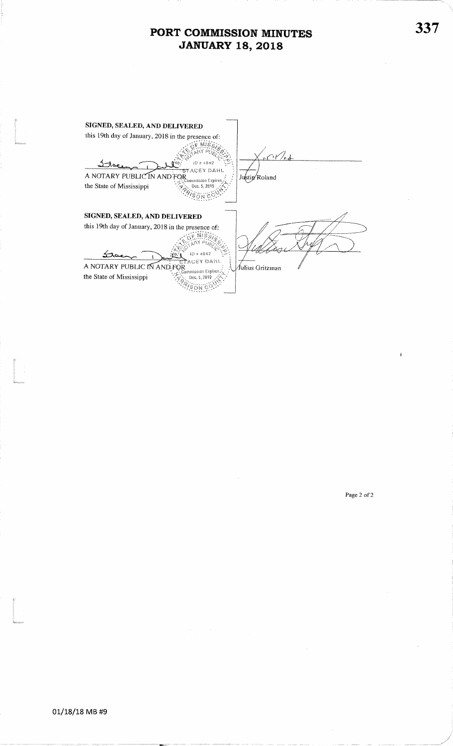# PORT COMMISSION MINUTES
# JANUARY 18, 2018

**SIGNED, SEALED, AND DELIVERED**
this 19th day of January, 2018 in the presence of:

A NOTARY PUBLIC IN AND FOR
the State of Mississippi

STATE OF MISSISSIPPI
NOTARY PUBLIC
ID # 4842
STACEY DAHL
Commission Expires
Dec. 5, 2019
HARRISON COUNTY

Justin Roland

**SIGNED, SEALED, AND DELIVERED**
this 19th day of January, 2018 in the presence of:

A NOTARY PUBLIC IN AND FOR
the State of Mississippi

STATE OF MISSISSIPPI
NOTARY PUBLIC
ID # 4842
STACEY DAHL
Commission Expires
Dec. 5, 2019
HARRISON COUNTY

Julius Gritzman

01/18/18 MB #9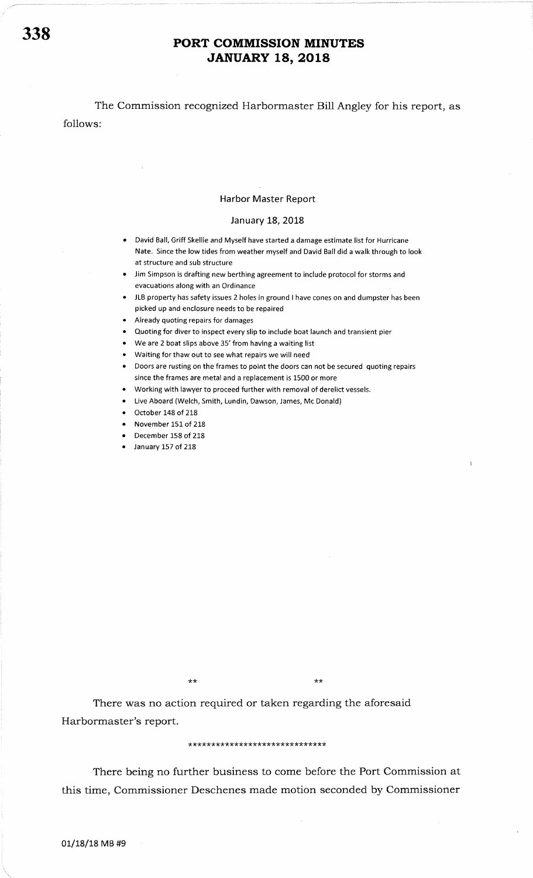# PORT COMMISSION MINUTES
# JANUARY 18, 2018

The Commission recognized Harbormaster Bill Angley for his report, as follows:

## Harbor Master Report

January 18, 2018

- David Ball, Griff Skellie and Myself have started a damage estimate list for Hurricane Nate. Since the low tides from weather myself and David Ball did a walk through to look at structure and sub structure
- Jim Simpson is drafting new berthing agreement to include protocol for storms and evacuations along with an Ordinance
- JLB property has safety issues 2 holes in ground I have cones on and dumpster has been picked up and enclosure needs to be repaired
- Already quoting repairs for damages
- Quoting for diver to inspect every slip to include boat launch and transient pier
- We are 2 boat slips above 35' from having a waiting list
- Waiting for thaw out to see what repairs we will need
- Doors are rusting on the frames to point the doors can not be secured quoting repairs since the frames are metal and a replacement is 1500 or more
- Working with lawyer to proceed further with removal of derelict vessels.
- Live Aboard (Welch, Smith, Lundin, Dawson, James, Mc Donald)
- October 148 of 218
- November 151 of 218
- December 158 of 218
- January 157 of 218

** **

There was no action required or taken regarding the aforesaid Harbormaster's report.

******************************

There being no further business to come before the Port Commission at this time, Commissioner Deschenes made motion seconded by Commissioner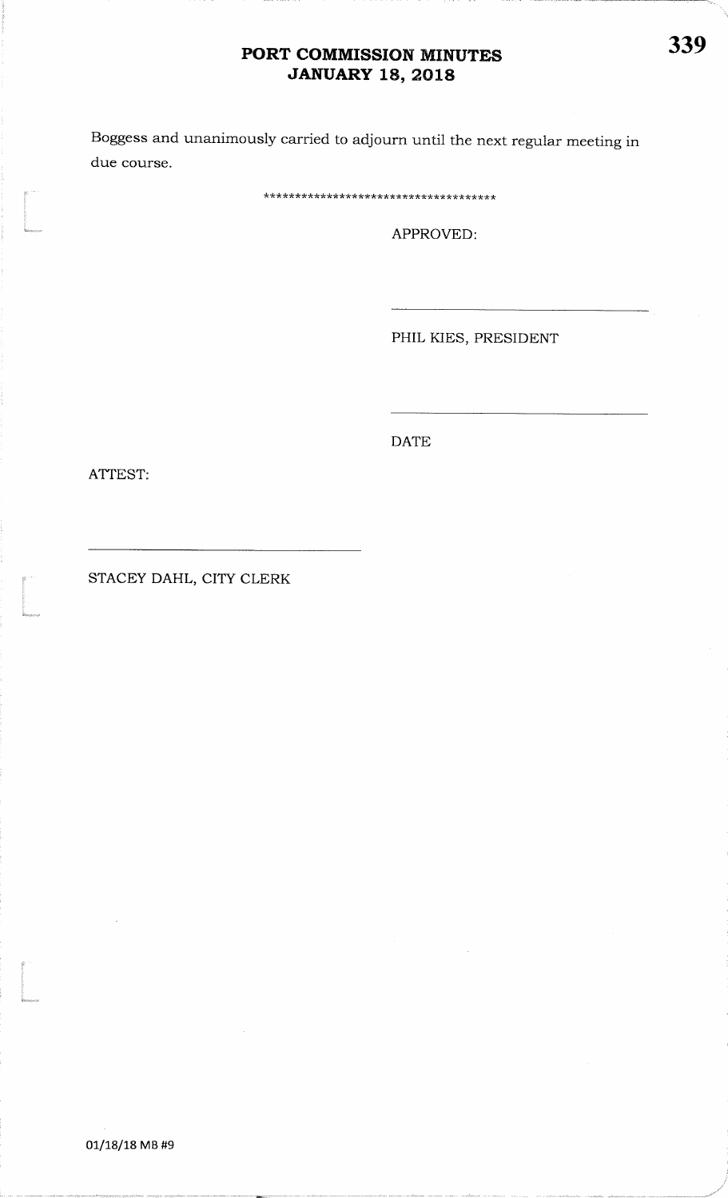Boggess and unanimously carried to adjourn until the next regular meeting in due course.

************************************

APPROVED:

\_\_\_\_\_\_\_\_\_\_\_\_\_\_\_\_\_\_\_\_\_\_\_\_\_\_\_\_\_\_

PHIL KIES, PRESIDENT

\_\_\_\_\_\_\_\_\_\_\_\_\_\_\_\_\_\_\_\_\_\_\_\_\_\_\_\_\_\_

DATE

ATTEST:

\_\_\_\_\_\_\_\_\_\_\_\_\_\_\_\_\_\_\_\_\_\_\_\_\_\_\_\_\_\_

STACEY DAHL, CITY CLERK

01/18/18 MB #9